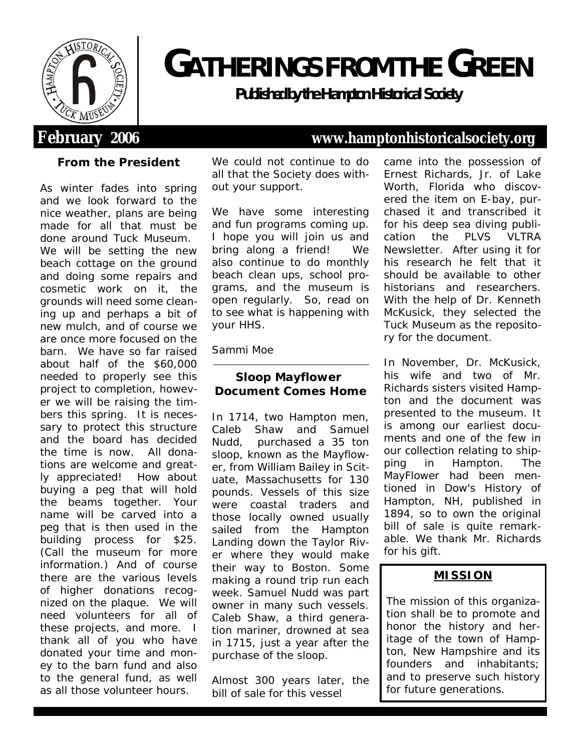# GATHERINGS FROM THE GREEN

**Published by the Hampton Historical Society**

**February 2006** **www.hamptonhistoricalsociety.org**

### From the President

As winter fades into spring and we look forward to the nice weather, plans are being made for all that must be done around Tuck Museum. We will be setting the new beach cottage on the ground and doing some repairs and cosmetic work on it, the grounds will need some cleaning up and perhaps a bit of new mulch, and of course we are once more focused on the barn. We have so far raised about half of the $60,000 needed to properly see this project to completion, however we will be raising the timbers this spring. It is necessary to protect this structure and the board has decided the time is now. All donations are welcome and greatly appreciated! How about buying a peg that will hold the beams together. Your name will be carved into a peg that is then used in the building process for $25. (Call the museum for more information.) And of course there are the various levels of higher donations recognized on the plaque. We will need volunteers for all of these projects, and more. I thank all of you who have donated your time and money to the barn fund and also to the general fund, as well as all those volunteer hours. We could not continue to do all that the Society does without your support.

We have some interesting and fun programs coming up. I hope you will join us and bring along a friend! We also continue to do monthly beach clean ups, school programs, and the museum is open regularly. So, read on to see what is happening with your HHS.

Sammi Moe

### Sloop Mayflower Document Comes Home

In 1714, two Hampton men, Caleb Shaw and Samuel Nudd, purchased a 35 ton sloop, known as the Mayflower, from William Bailey in Scituate, Massachusetts for 130 pounds. Vessels of this size were coastal traders and those locally owned usually sailed from the Hampton Landing down the Taylor River where they would make their way to Boston. Some making a round trip run each week. Samuel Nudd was part owner in many such vessels. Caleb Shaw, a third generation mariner, drowned at sea in 1715, just a year after the purchase of the sloop.

Almost 300 years later, the bill of sale for this vessel came into the possession of Ernest Richards, Jr. of Lake Worth, Florida who discovered the item on E-bay, purchased it and transcribed it for his deep sea diving publication the PLVS VLTRA Newsletter. After using it for his research he felt that it should be available to other historians and researchers. With the help of Dr. Kenneth McKusick, they selected the Tuck Museum as the repository for the document.

In November, Dr. McKusick, his wife and two of Mr. Richards sisters visited Hampton and the document was presented to the museum. It is among our earliest documents and one of the few in our collection relating to shipping in Hampton. The MayFlower had been mentioned in Dow's History of Hampton, NH, published in 1894, so to own the original bill of sale is quite remarkable. We thank Mr. Richards for his gift.

### MISSION

The mission of this organization shall be to promote and honor the history and heritage of the town of Hampton, New Hampshire and its founders and inhabitants; and to preserve such history for future generations.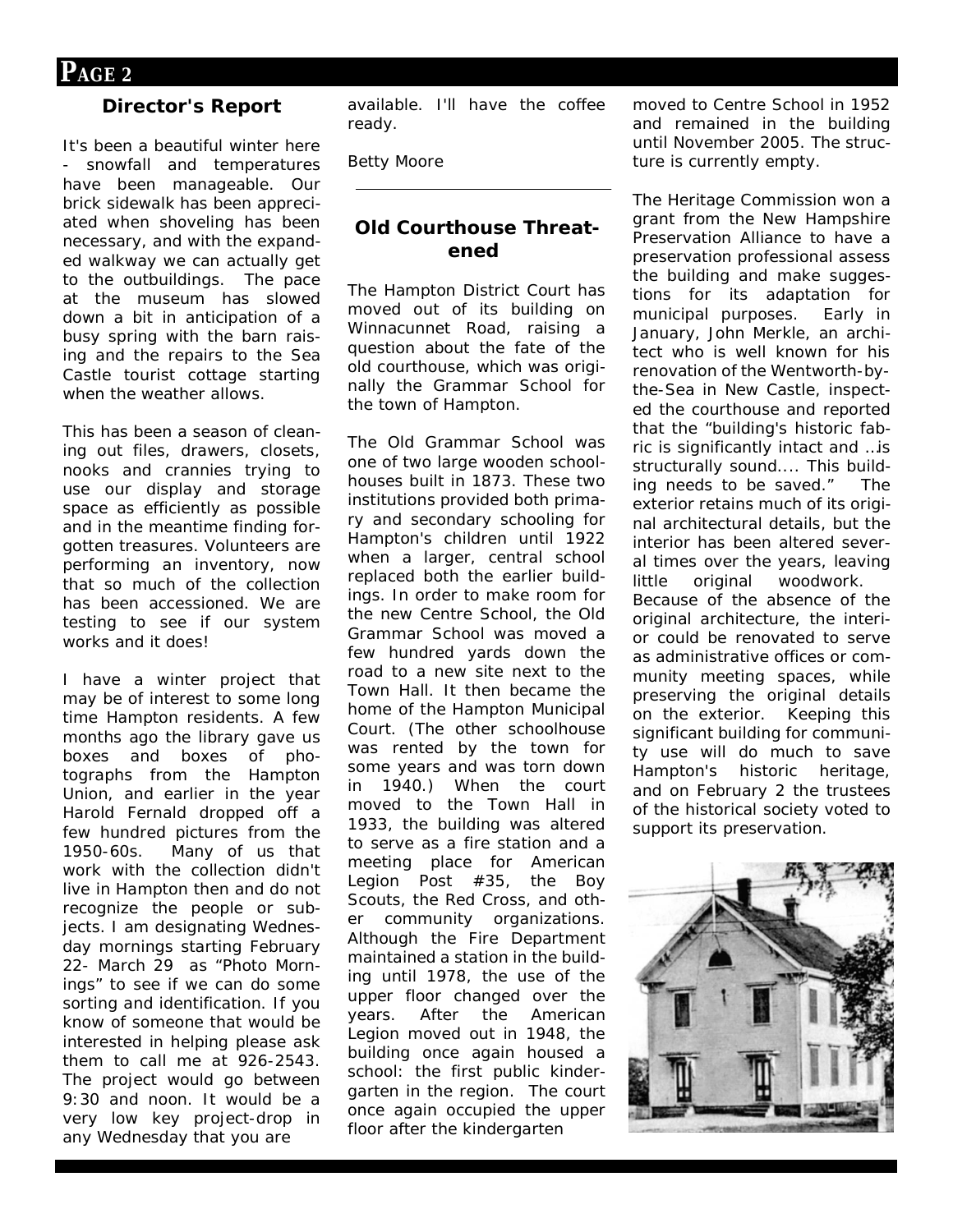## Director's Report

It's been a beautiful winter here - snowfall and temperatures have been manageable. Our brick sidewalk has been appreciated when shoveling has been necessary, and with the expanded walkway we can actually get to the outbuildings. The pace at the museum has slowed down a bit in anticipation of a busy spring with the barn raising and the repairs to the Sea Castle tourist cottage starting when the weather allows.

This has been a season of cleaning out files, drawers, closets, nooks and crannies trying to use our display and storage space as efficiently as possible and in the meantime finding forgotten treasures. Volunteers are performing an inventory, now that so much of the collection has been accessioned. We are testing to see if our system works and it does!

I have a winter project that may be of interest to some long time Hampton residents. A few months ago the library gave us boxes and boxes of photographs from the Hampton Union, and earlier in the year Harold Fernald dropped off a few hundred pictures from the 1950-60s. Many of us that work with the collection didn't live in Hampton then and do not recognize the people or subjects. I am designating Wednesday mornings starting February 22- March 29 as "Photo Mornings" to see if we can do some sorting and identification. If you know of someone that would be interested in helping please ask them to call me at 926-2543. The project would go between 9:30 and noon. It would be a very low key project-drop in any Wednesday that you are available. I'll have the coffee ready.

Betty Moore

---

## Old Courthouse Threatened

The Hampton District Court has moved out of its building on Winnacunnet Road, raising a question about the fate of the old courthouse, which was originally the Grammar School for the town of Hampton.

The Old Grammar School was one of two large wooden schoolhouses built in 1873. These two institutions provided both primary and secondary schooling for Hampton's children until 1922 when a larger, central school replaced both the earlier buildings. In order to make room for the new Centre School, the Old Grammar School was moved a few hundred yards down the road to a new site next to the Town Hall. It then became the home of the Hampton Municipal Court. (The other schoolhouse was rented by the town for some years and was torn down in 1940.) When the court moved to the Town Hall in 1933, the building was altered to serve as a fire station and a meeting place for American Legion Post #35, the Boy Scouts, the Red Cross, and other community organizations. Although the Fire Department maintained a station in the building until 1978, the use of the upper floor changed over the years. After the American Legion moved out in 1948, the building once again housed a school: the first public kindergarten in the region. The court once again occupied the upper floor after the kindergarten moved to Centre School in 1952 and remained in the building until November 2005. The structure is currently empty.

The Heritage Commission won a grant from the New Hampshire Preservation Alliance to have a preservation professional assess the building and make suggestions for its adaptation for municipal purposes. Early in January, John Merkle, an architect who is well known for his renovation of the Wentworth-by-the-Sea in New Castle, inspected the courthouse and reported that the "building's historic fabric is significantly intact and …is structurally sound.... This building needs to be saved." The exterior retains much of its original architectural details, but the interior has been altered several times over the years, leaving little original woodwork. Because of the absence of the original architecture, the interior could be renovated to serve as administrative offices or community meeting spaces, while preserving the original details on the exterior. Keeping this significant building for community use will do much to save Hampton's historic heritage, and on February 2 the trustees of the historical society voted to support its preservation.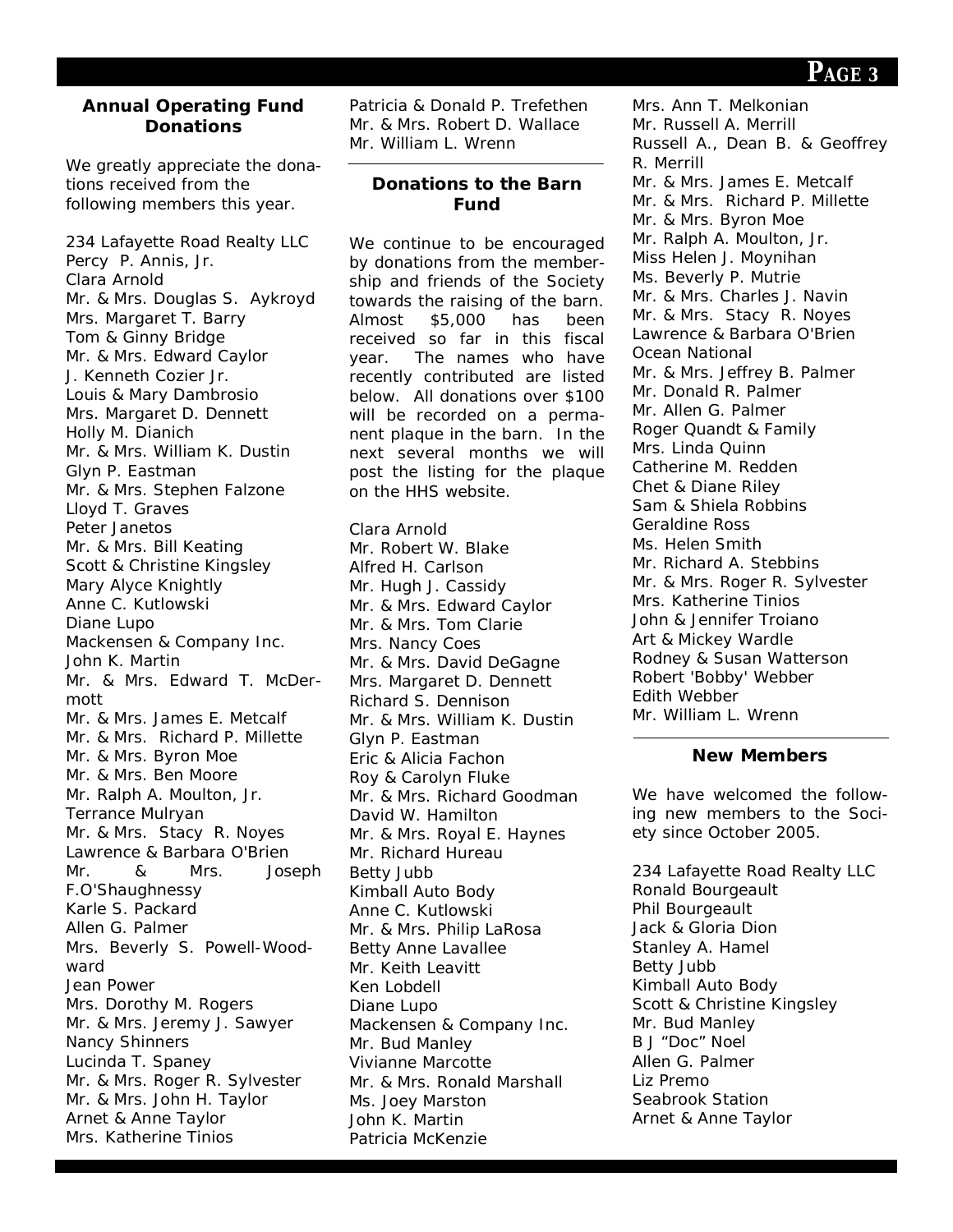## Annual Operating Fund Donations

We greatly appreciate the donations received from the following members this year.

234 Lafayette Road Realty LLC
Percy P. Annis, Jr.
Clara Arnold
Mr. & Mrs. Douglas S. Aykroyd
Mrs. Margaret T. Barry
Tom & Ginny Bridge
Mr. & Mrs. Edward Caylor
J. Kenneth Cozier Jr.
Louis & Mary Dambrosio
Mrs. Margaret D. Dennett
Holly M. Dianich
Mr. & Mrs. William K. Dustin
Glyn P. Eastman
Mr. & Mrs. Stephen Falzone
Lloyd T. Graves
Peter Janetos
Mr. & Mrs. Bill Keating
Scott & Christine Kingsley
Mary Alyce Knightly
Anne C. Kutlowski
Diane Lupo
Mackensen & Company Inc.
John K. Martin
Mr. & Mrs. Edward T. McDermott
Mr. & Mrs. James E. Metcalf
Mr. & Mrs. Richard P. Millette
Mr. & Mrs. Byron Moe
Mr. & Mrs. Ben Moore
Mr. Ralph A. Moulton, Jr.
Terrance Mulryan
Mr. & Mrs. Stacy R. Noyes
Lawrence & Barbara O'Brien
Mr. & Mrs. Joseph F.O'Shaughnessy
Karle S. Packard
Allen G. Palmer
Mrs. Beverly S. Powell-Woodward
Jean Power
Mrs. Dorothy M. Rogers
Mr. & Mrs. Jeremy J. Sawyer
Nancy Shinners
Lucinda T. Spaney
Mr. & Mrs. Roger R. Sylvester
Mr. & Mrs. John H. Taylor
Arnet & Anne Taylor
Mrs. Katherine Tinios
Patricia & Donald P. Trefethen
Mr. & Mrs. Robert D. Wallace
Mr. William L. Wrenn

## Donations to the Barn Fund

We continue to be encouraged by donations from the membership and friends of the Society towards the raising of the barn. Almost $5,000 has been received so far in this fiscal year. The names who have recently contributed are listed below. All donations over $100 will be recorded on a permanent plaque in the barn. In the next several months we will post the listing for the plaque on the HHS website.

Clara Arnold
Mr. Robert W. Blake
Alfred H. Carlson
Mr. Hugh J. Cassidy
Mr. & Mrs. Edward Caylor
Mr. & Mrs. Tom Clarie
Mrs. Nancy Coes
Mr. & Mrs. David DeGagne
Mrs. Margaret D. Dennett
Richard S. Dennison
Mr. & Mrs. William K. Dustin
Glyn P. Eastman
Eric & Alicia Fachon
Roy & Carolyn Fluke
Mr. & Mrs. Richard Goodman
David W. Hamilton
Mr. & Mrs. Royal E. Haynes
Mr. Richard Hureau
Betty Jubb
Kimball Auto Body
Anne C. Kutlowski
Mr. & Mrs. Philip LaRosa
Betty Anne Lavallee
Mr. Keith Leavitt
Ken Lobdell
Diane Lupo
Mackensen & Company Inc.
Mr. Bud Manley
Vivianne Marcotte
Mr. & Mrs. Ronald Marshall
Ms. Joey Marston
John K. Martin
Patricia McKenzie
Mrs. Ann T. Melkonian
Mr. Russell A. Merrill
Russell A., Dean B. & Geoffrey R. Merrill
Mr. & Mrs. James E. Metcalf
Mr. & Mrs. Richard P. Millette
Mr. & Mrs. Byron Moe
Mr. Ralph A. Moulton, Jr.
Miss Helen J. Moynihan
Ms. Beverly P. Mutrie
Mr. & Mrs. Charles J. Navin
Mr. & Mrs. Stacy R. Noyes
Lawrence & Barbara O'Brien
Ocean National
Mr. & Mrs. Jeffrey B. Palmer
Mr. Donald R. Palmer
Mr. Allen G. Palmer
Roger Quandt & Family
Mrs. Linda Quinn
Catherine M. Redden
Chet & Diane Riley
Sam & Shiela Robbins
Geraldine Ross
Ms. Helen Smith
Mr. Richard A. Stebbins
Mr. & Mrs. Roger R. Sylvester
Mrs. Katherine Tinios
John & Jennifer Troiano
Art & Mickey Wardle
Rodney & Susan Watterson
Robert 'Bobby' Webber
Edith Webber
Mr. William L. Wrenn

## New Members

We have welcomed the following new members to the Society since October 2005.

234 Lafayette Road Realty LLC
Ronald Bourgeault
Phil Bourgeault
Jack & Gloria Dion
Stanley A. Hamel
Betty Jubb
Kimball Auto Body
Scott & Christine Kingsley
Mr. Bud Manley
B J "Doc" Noel
Allen G. Palmer
Liz Premo
Seabrook Station
Arnet & Anne Taylor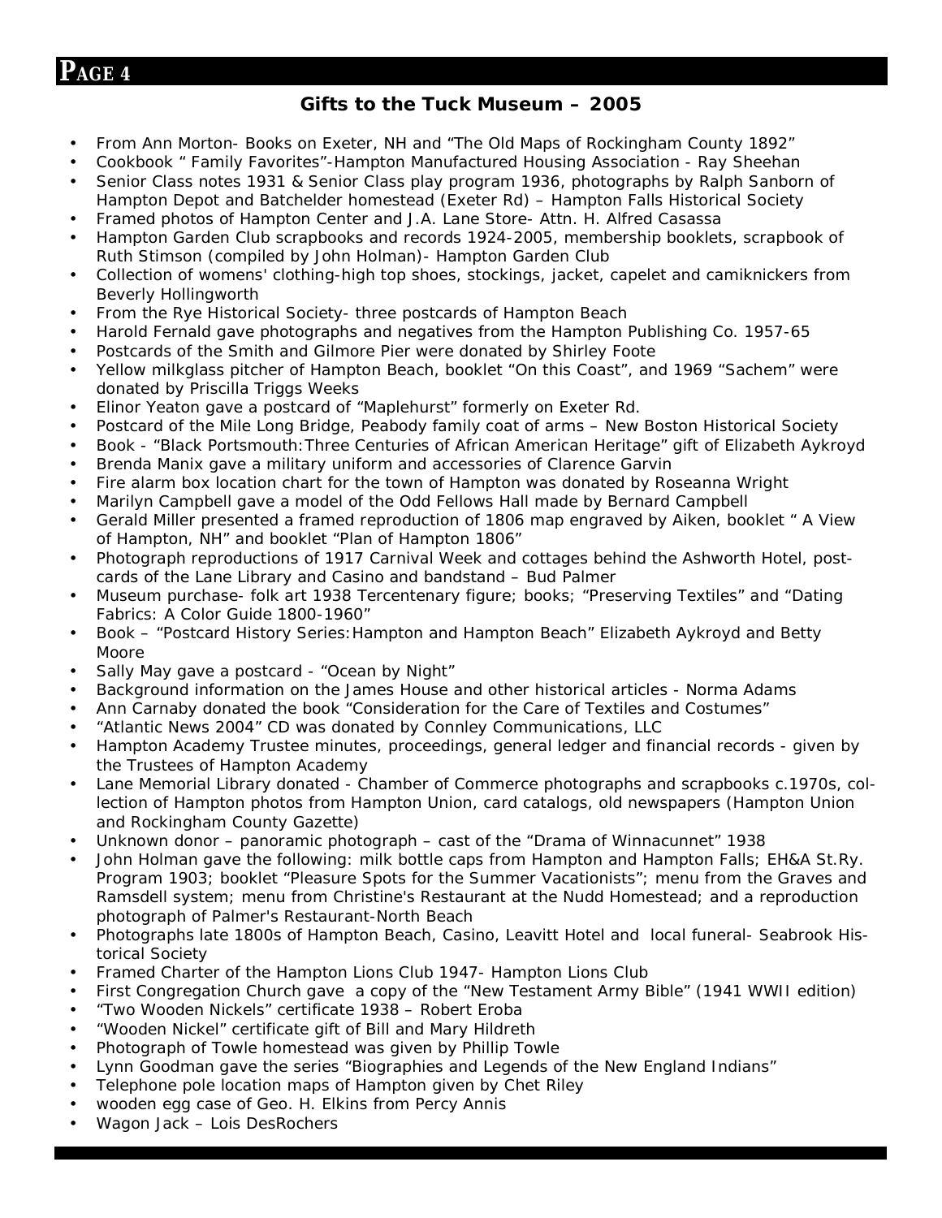## Gifts to the Tuck Museum – 2005

- From Ann Morton- Books on Exeter, NH and "The Old Maps of Rockingham County 1892"
- Cookbook " Family Favorites"-Hampton Manufactured Housing Association - Ray Sheehan
- Senior Class notes 1931 & Senior Class play program 1936, photographs by Ralph Sanborn of Hampton Depot and Batchelder homestead (Exeter Rd) – Hampton Falls Historical Society
- Framed photos of Hampton Center and J.A. Lane Store- Attn. H. Alfred Casassa
- Hampton Garden Club scrapbooks and records 1924-2005, membership booklets, scrapbook of Ruth Stimson (compiled by John Holman)- Hampton Garden Club
- Collection of womens' clothing-high top shoes, stockings, jacket, capelet and camiknickers from Beverly Hollingworth
- From the Rye Historical Society- three postcards of Hampton Beach
- Harold Fernald gave photographs and negatives from the Hampton Publishing Co. 1957-65
- Postcards of the Smith and Gilmore Pier were donated by Shirley Foote
- Yellow milkglass pitcher of Hampton Beach, booklet "On this Coast", and 1969 "Sachem" were donated by Priscilla Triggs Weeks
- Elinor Yeaton gave a postcard of "Maplehurst" formerly on Exeter Rd.
- Postcard of the Mile Long Bridge, Peabody family coat of arms – New Boston Historical Society
- Book - "Black Portsmouth:Three Centuries of African American Heritage" gift of Elizabeth Aykroyd
- Brenda Manix gave a military uniform and accessories of Clarence Garvin
- Fire alarm box location chart for the town of Hampton was donated by Roseanna Wright
- Marilyn Campbell gave a model of the Odd Fellows Hall made by Bernard Campbell
- Gerald Miller presented a framed reproduction of 1806 map engraved by Aiken, booklet " A View of Hampton, NH" and booklet "Plan of Hampton 1806"
- Photograph reproductions of 1917 Carnival Week and cottages behind the Ashworth Hotel, post-cards of the Lane Library and Casino and bandstand – Bud Palmer
- Museum purchase- folk art 1938 Tercentenary figure; books; "Preserving Textiles" and "Dating Fabrics: A Color Guide 1800-1960"
- Book – "Postcard History Series:Hampton and Hampton Beach" Elizabeth Aykroyd and Betty Moore
- Sally May gave a postcard - "Ocean by Night"
- Background information on the James House and other historical articles - Norma Adams
- Ann Carnaby donated the book "Consideration for the Care of Textiles and Costumes"
- "Atlantic News 2004" CD was donated by Connley Communications, LLC
- Hampton Academy Trustee minutes, proceedings, general ledger and financial records - given by the Trustees of Hampton Academy
- Lane Memorial Library donated - Chamber of Commerce photographs and scrapbooks c.1970s, collection of Hampton photos from Hampton Union, card catalogs, old newspapers (Hampton Union and Rockingham County Gazette)
- Unknown donor – panoramic photograph – cast of the "Drama of Winnacunnet" 1938
- John Holman gave the following: milk bottle caps from Hampton and Hampton Falls; EH&A St.Ry. Program 1903; booklet "Pleasure Spots for the Summer Vacationists"; menu from the Graves and Ramsdell system; menu from Christine's Restaurant at the Nudd Homestead; and a reproduction photograph of Palmer's Restaurant-North Beach
- Photographs late 1800s of Hampton Beach, Casino, Leavitt Hotel and local funeral- Seabrook Historical Society
- Framed Charter of the Hampton Lions Club 1947- Hampton Lions Club
- First Congregation Church gave a copy of the "New Testament Army Bible" (1941 WWII edition)
- "Two Wooden Nickels" certificate 1938 – Robert Eroba
- "Wooden Nickel" certificate gift of Bill and Mary Hildreth
- Photograph of Towle homestead was given by Phillip Towle
- Lynn Goodman gave the series "Biographies and Legends of the New England Indians"
- Telephone pole location maps of Hampton given by Chet Riley
- wooden egg case of Geo. H. Elkins from Percy Annis
- Wagon Jack – Lois DesRochers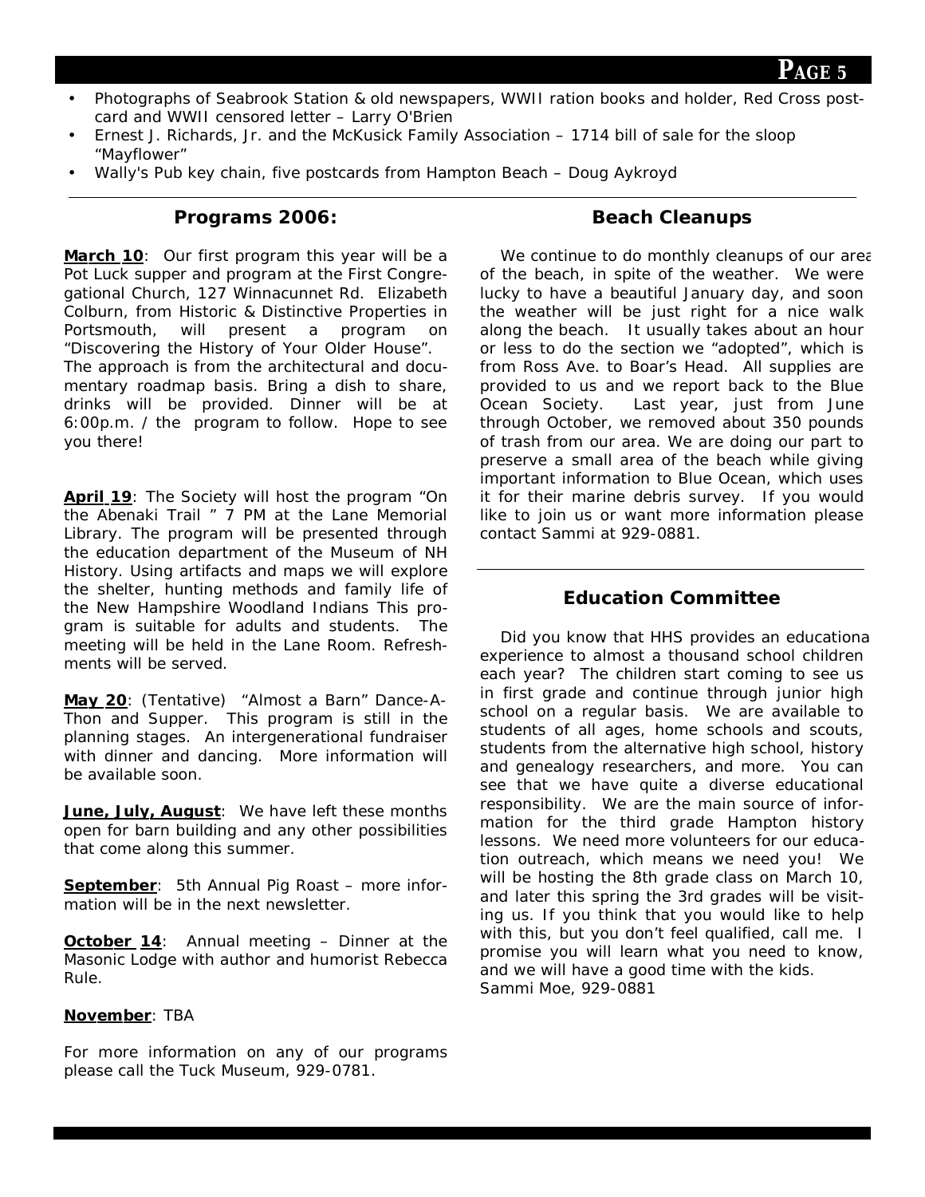- Photographs of Seabrook Station & old newspapers, WWII ration books and holder, Red Cross postcard and WWII censored letter – Larry O'Brien
- Ernest J. Richards, Jr. and the McKusick Family Association – 1714 bill of sale for the sloop "Mayflower"
- Wally's Pub key chain, five postcards from Hampton Beach – Doug Aykroyd

---

## Programs 2006:

**March 10**: Our first program this year will be a Pot Luck supper and program at the First Congregational Church, 127 Winnacunnet Rd. Elizabeth Colburn, from Historic & Distinctive Properties in Portsmouth, will present a program on "Discovering the History of Your Older House". The approach is from the architectural and documentary roadmap basis. Bring a dish to share, drinks will be provided. Dinner will be at 6:00p.m. / the program to follow. Hope to see you there!

**April 19**: The Society will host the program "On the Abenaki Trail " 7 PM at the Lane Memorial Library. The program will be presented through the education department of the Museum of NH History. Using artifacts and maps we will explore the shelter, hunting methods and family life of the New Hampshire Woodland Indians This program is suitable for adults and students. The meeting will be held in the Lane Room. Refreshments will be served.

**May 20**: (Tentative) "Almost a Barn" Dance-A-Thon and Supper. This program is still in the planning stages. An intergenerational fundraiser with dinner and dancing. More information will be available soon.

**June, July, August**: We have left these months open for barn building and any other possibilities that come along this summer.

**September**: 5th Annual Pig Roast – more information will be in the next newsletter.

**October 14**: Annual meeting – Dinner at the Masonic Lodge with author and humorist Rebecca Rule.

**November**: TBA

For more information on any of our programs please call the Tuck Museum, 929-0781.

## Beach Cleanups

We continue to do monthly cleanups of our area of the beach, in spite of the weather. We were lucky to have a beautiful January day, and soon the weather will be just right for a nice walk along the beach. It usually takes about an hour or less to do the section we "adopted", which is from Ross Ave. to Boar's Head. All supplies are provided to us and we report back to the Blue Ocean Society. Last year, just from June through October, we removed about 350 pounds of trash from our area. We are doing our part to preserve a small area of the beach while giving important information to Blue Ocean, which uses it for their marine debris survey. If you would like to join us or want more information please contact Sammi at 929-0881.

---

## Education Committee

Did you know that HHS provides an educational experience to almost a thousand school children each year? The children start coming to see us in first grade and continue through junior high school on a regular basis. We are available to students of all ages, home schools and scouts, students from the alternative high school, history and genealogy researchers, and more. You can see that we have quite a diverse educational responsibility. We are the main source of information for the third grade Hampton history lessons. We need more volunteers for our education outreach, which means we need you! We will be hosting the 8th grade class on March 10, and later this spring the 3rd grades will be visiting us. If you think that you would like to help with this, but you don't feel qualified, call me. I promise you will learn what you need to know, and we will have a good time with the kids.
Sammi Moe, 929-0881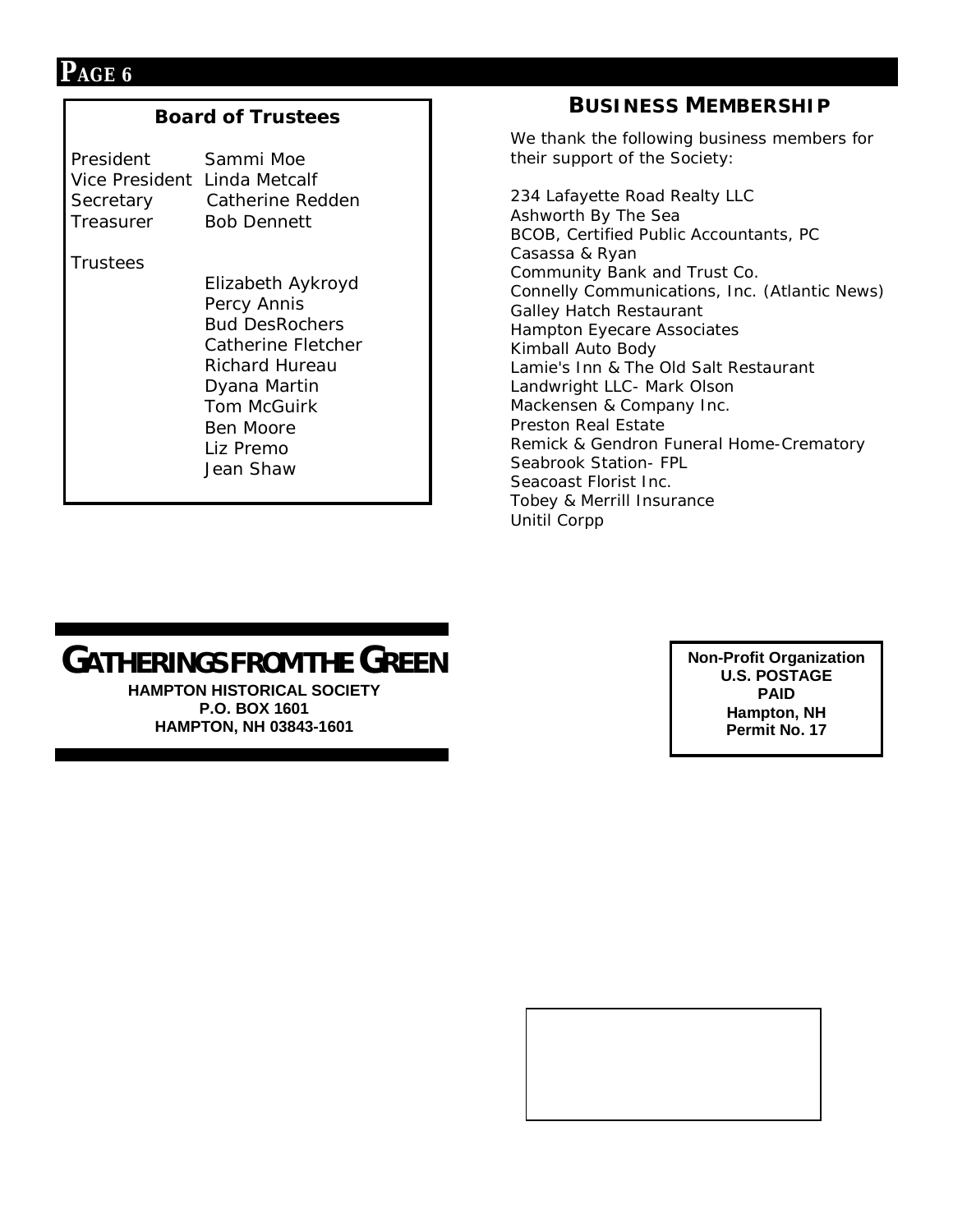## Board of Trustees

President Sammi Moe
Vice President Linda Metcalf
Secretary Catherine Redden
Treasurer Bob Dennett

Trustees

- Elizabeth Aykroyd
- Percy Annis
- Bud DesRochers
- Catherine Fletcher
- Richard Hureau
- Dyana Martin
- Tom McGuirk
- Ben Moore
- Liz Premo
- Jean Shaw

## BUSINESS MEMBERSHIP

We thank the following business members for their support of the Society:

234 Lafayette Road Realty LLC
Ashworth By The Sea
BCOB, Certified Public Accountants, PC
Casassa & Ryan
Community Bank and Trust Co.
Connelly Communications, Inc. (Atlantic News)
Galley Hatch Restaurant
Hampton Eyecare Associates
Kimball Auto Body
Lamie's Inn & The Old Salt Restaurant
Landwright LLC- Mark Olson
Mackensen & Company Inc.
Preston Real Estate
Remick & Gendron Funeral Home-Crematory
Seabrook Station- FPL
Seacoast Florist Inc.
Tobey & Merrill Insurance
Unitil Corpp

# GATHERINGS FROM THE GREEN

**HAMPTON HISTORICAL SOCIETY**
**P.O. BOX 1601**
**HAMPTON, NH 03843-1601**

**Non-Profit Organization**
**U.S. POSTAGE**
**PAID**
**Hampton, NH**
**Permit No. 17**